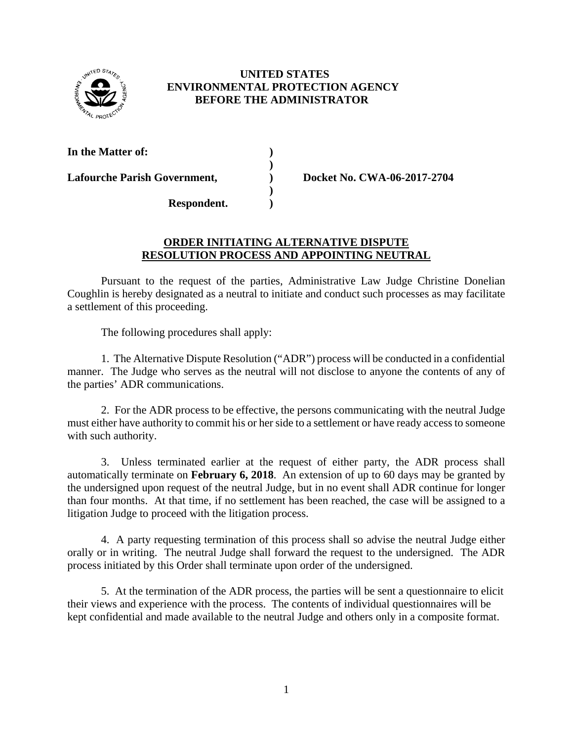**UNITED STATES**
**ENVIRONMENTAL PROTECTION AGENCY**
**BEFORE THE ADMINISTRATOR**

| | | |
|---|---|---|
| **In the Matter of:** | **)** | |
| | **)** | |
| **Lafourche Parish Government,** | **)** | **Docket No. CWA-06-2017-2704** |
| | **)** | |
| **Respondent.** | **)** | |

## ORDER INITIATING ALTERNATIVE DISPUTE RESOLUTION PROCESS AND APPOINTING NEUTRAL

Pursuant to the request of the parties, Administrative Law Judge Christine Donelian Coughlin is hereby designated as a neutral to initiate and conduct such processes as may facilitate a settlement of this proceeding.

The following procedures shall apply:

1. The Alternative Dispute Resolution ("ADR") process will be conducted in a confidential manner. The Judge who serves as the neutral will not disclose to anyone the contents of any of the parties' ADR communications.

2. For the ADR process to be effective, the persons communicating with the neutral Judge must either have authority to commit his or her side to a settlement or have ready access to someone with such authority.

3. Unless terminated earlier at the request of either party, the ADR process shall automatically terminate on **February 6, 2018**. An extension of up to 60 days may be granted by the undersigned upon request of the neutral Judge, but in no event shall ADR continue for longer than four months. At that time, if no settlement has been reached, the case will be assigned to a litigation Judge to proceed with the litigation process.

4. A party requesting termination of this process shall so advise the neutral Judge either orally or in writing. The neutral Judge shall forward the request to the undersigned. The ADR process initiated by this Order shall terminate upon order of the undersigned.

5. At the termination of the ADR process, the parties will be sent a questionnaire to elicit their views and experience with the process. The contents of individual questionnaires will be kept confidential and made available to the neutral Judge and others only in a composite format.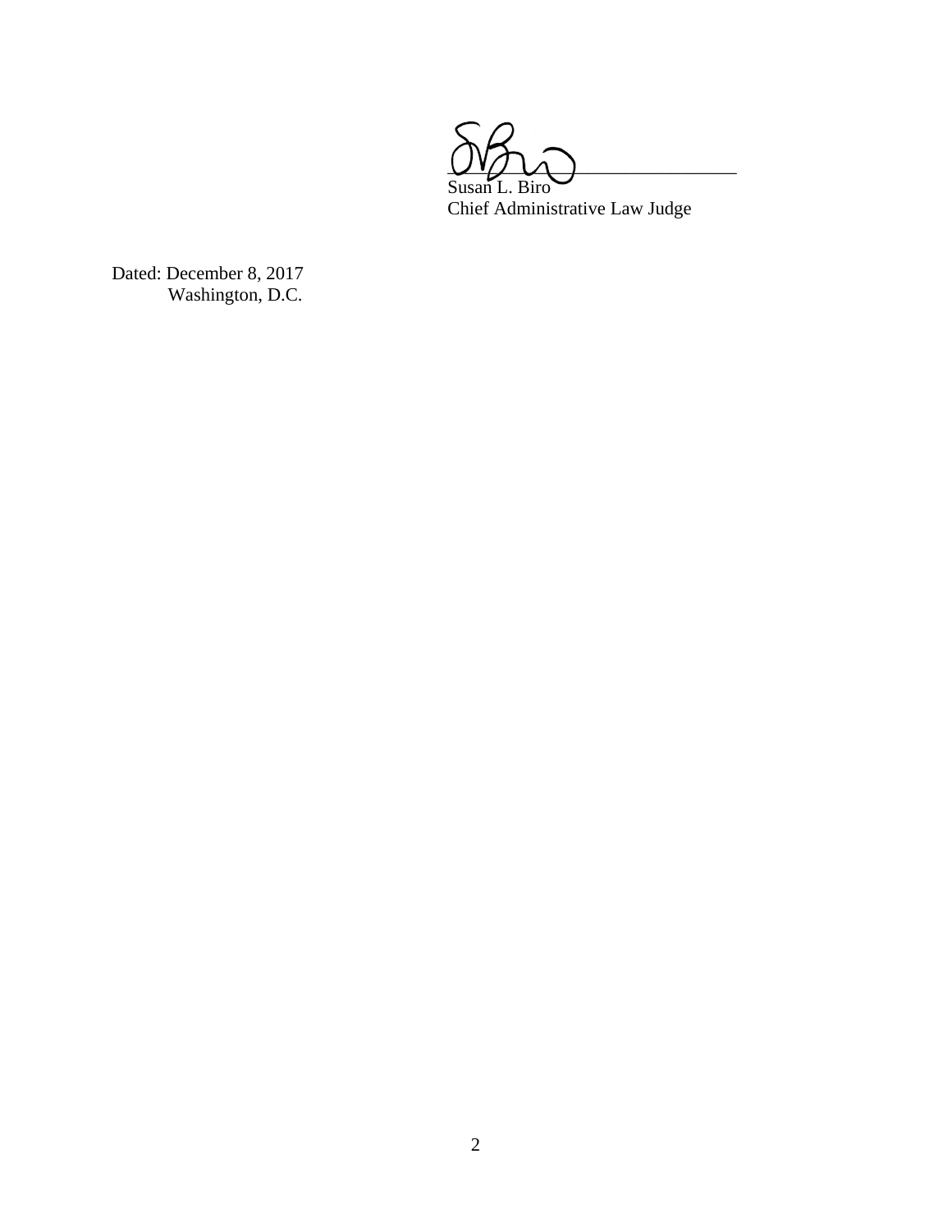Susan L. Biro
Chief Administrative Law Judge

Dated: December 8, 2017
Washington, D.C.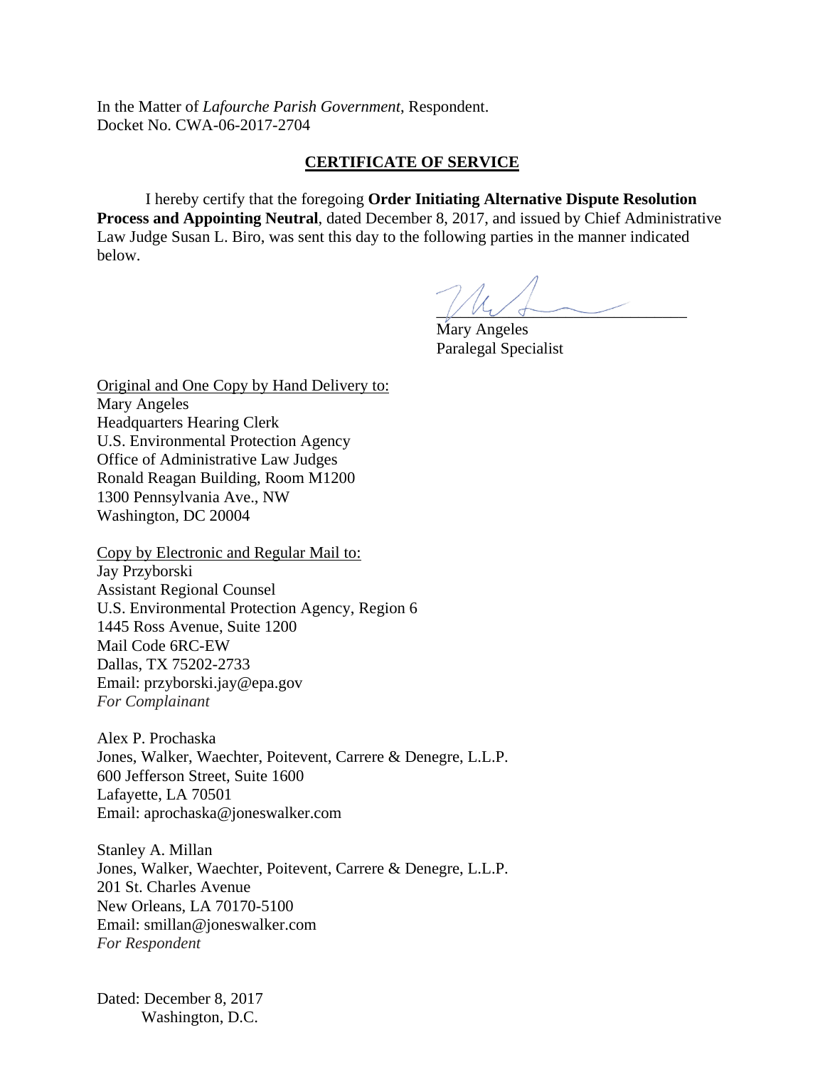In the Matter of *Lafourche Parish Government*, Respondent.
Docket No. CWA-06-2017-2704

## CERTIFICATE OF SERVICE

I hereby certify that the foregoing **Order Initiating Alternative Dispute Resolution Process and Appointing Neutral**, dated December 8, 2017, and issued by Chief Administrative Law Judge Susan L. Biro, was sent this day to the following parties in the manner indicated below.

Mary Angeles
Paralegal Specialist

Original and One Copy by Hand Delivery to:
Mary Angeles
Headquarters Hearing Clerk
U.S. Environmental Protection Agency
Office of Administrative Law Judges
Ronald Reagan Building, Room M1200
1300 Pennsylvania Ave., NW
Washington, DC 20004

Copy by Electronic and Regular Mail to:
Jay Przyborski
Assistant Regional Counsel
U.S. Environmental Protection Agency, Region 6
1445 Ross Avenue, Suite 1200
Mail Code 6RC-EW
Dallas, TX 75202-2733
Email: przyborski.jay@epa.gov
*For Complainant*

Alex P. Prochaska
Jones, Walker, Waechter, Poitevent, Carrere & Denegre, L.L.P.
600 Jefferson Street, Suite 1600
Lafayette, LA 70501
Email: aprochaska@joneswalker.com

Stanley A. Millan
Jones, Walker, Waechter, Poitevent, Carrere & Denegre, L.L.P.
201 St. Charles Avenue
New Orleans, LA 70170-5100
Email: smillan@joneswalker.com
*For Respondent*

Dated: December 8, 2017
Washington, D.C.